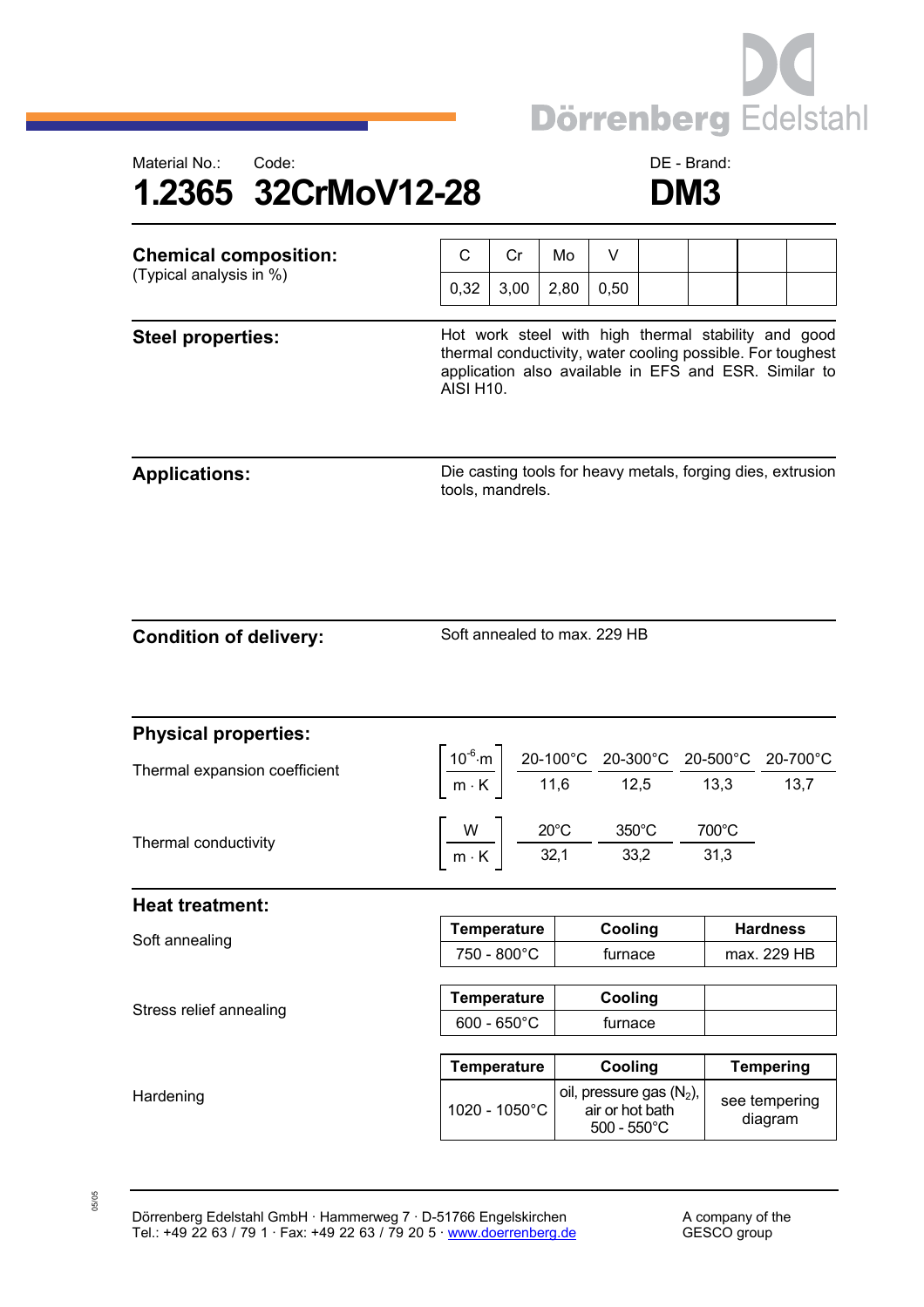Dörrenberg Edelstahl

Material No.: Code: DE - Brand:

# 1.2365 32CrMoV12-28 DM3

## Chemical composition:
(Typical analysis in %)

| C | Cr | Mo | V | | | | |
|---|---|---|---|---|---|---|---|
| 0,32 | 3,00 | 2,80 | 0,50 | | | | |

## Steel properties:

Hot work steel with high thermal stability and good thermal conductivity, water cooling possible. For toughest application also available in EFS and ESR. Similar to AISI H10.

## Applications:

Die casting tools for heavy metals, forging dies, extrusion tools, mandrels.

## Condition of delivery:

Soft annealed to max. 229 HB

## Physical properties:

Thermal expansion coefficient

| $\left[\frac{10^{-6} \cdot m}{m \cdot K}\right]$ | 20-100°C | 20-300°C | 20-500°C | 20-700°C |
|---|---|---|---|---|
| | 11,6 | 12,5 | 13,3 | 13,7 |

Thermal conductivity

| $\left[\frac{W}{m \cdot K}\right]$ | 20°C | 350°C | 700°C |
|---|---|---|---|
| | 32,1 | 33,2 | 31,3 |

## Heat treatment:

Soft annealing

| Temperature | Cooling | Hardness |
|---|---|---|
| 750 - 800°C | furnace | max. 229 HB |

Stress relief annealing

| Temperature | Cooling | |
|---|---|---|
| 600 - 650°C | furnace | |

Hardening

| Temperature | Cooling | Tempering |
|---|---|---|
| 1020 - 1050°C | oil, pressure gas ($N_2$), air or hot bath 500 - 550°C | see tempering diagram |

05/05

Dörrenberg Edelstahl GmbH · Hammerweg 7 · D-51766 Engelskirchen
Tel.: +49 22 63 / 79 1 · Fax: +49 22 63 / 79 20 5 · www.doerrenberg.de

A company of the GESCO group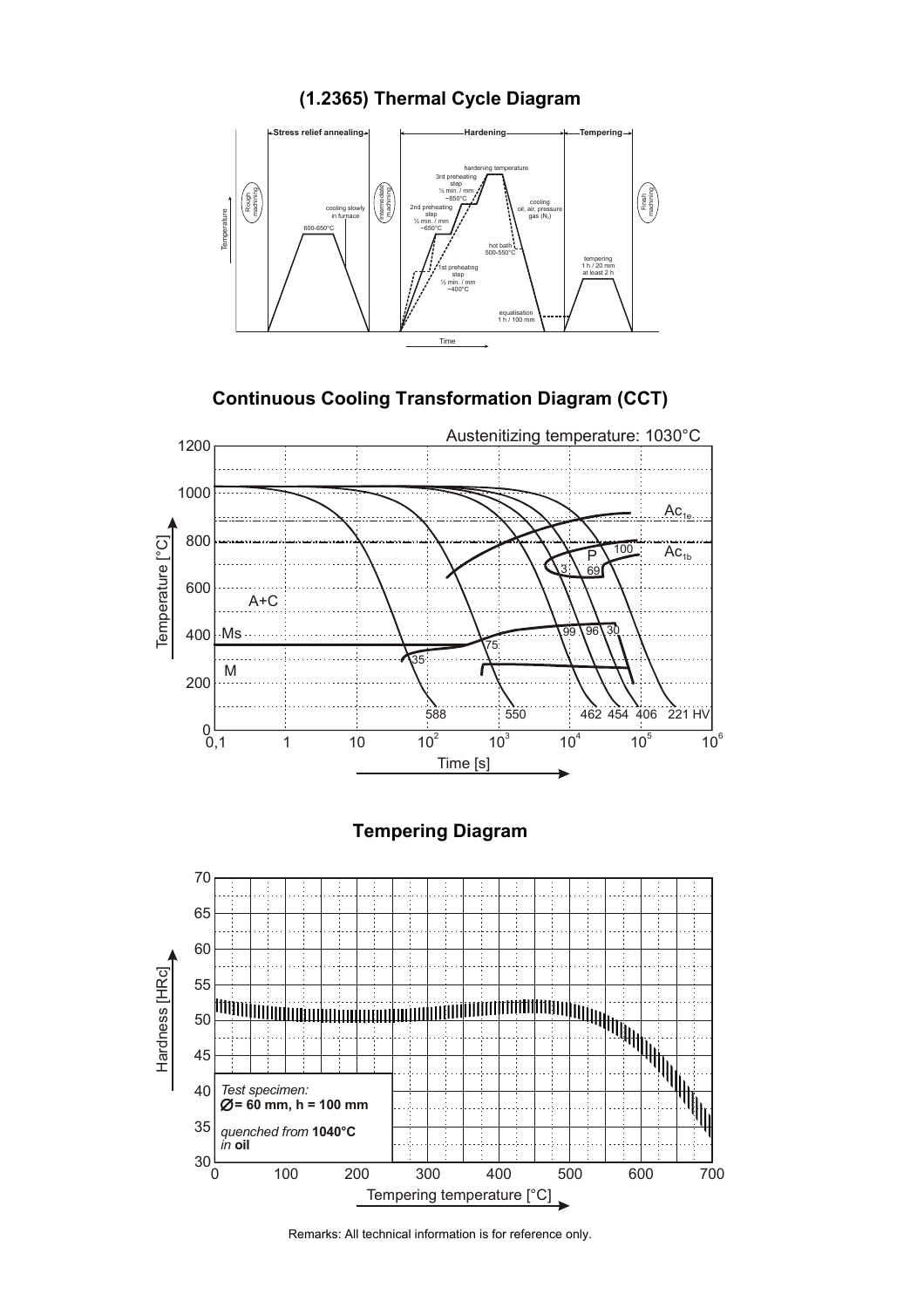## (1.2365) Thermal Cycle Diagram

Stress relief annealing

Hardening

Tempering

Rough machining

Intermediate machining

Finish machining

Temperature

600-650°C

cooling slowly in furnace

hardening temperature

3rd preheating step
½ min. / mm
~850°C

2nd preheating step
½ min. / mm
~650°C

1st preheating step
½ min. / mm
~400°C

cooling
oil, air, pressure gas ($N_2$)

hot bath
500-550°C

equalisation
1 h / 100 mm

tempering
1 h / 20 mm
at least 2 h

Time

## Continuous Cooling Transformation Diagram (CCT)

Austenitizing temperature: 1030°C

Temperature [°C]

1200
1000
800
600
400
200
0

$Ac_{1e}$

$Ac_{1b}$

A+C

P

Ms

M

100

3

69

99

96

30

75

35

588

550

462

454

406

221 HV

0,1
1
10
$10^2$
$10^3$
$10^4$
$10^5$
$10^6$

Time [s]

## Tempering Diagram

Hardness [HRc]

70
65
60
55
50
45
40
35
30

*Test specimen:*
**∅= 60 mm, h = 100 mm**

*quenched from* **1040°C**
*in* **oil**

0
100
200
300
400
500
600
700

Tempering temperature [°C]

Remarks: All technical information is for reference only.